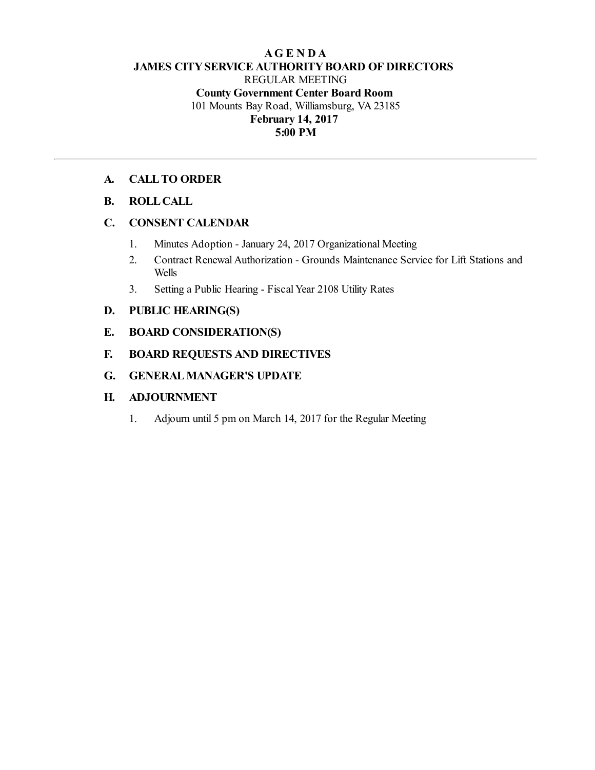# A G E N D A
## JAMES CITY SERVICE AUTHORITY BOARD OF DIRECTORS

REGULAR MEETING

**County Government Center Board Room**

101 Mounts Bay Road, Williamsburg, VA 23185

**February 14, 2017**

**5:00 PM**

---

**A. CALL TO ORDER**

**B. ROLL CALL**

**C. CONSENT CALENDAR**

1. Minutes Adoption - January 24, 2017 Organizational Meeting
2. Contract Renewal Authorization - Grounds Maintenance Service for Lift Stations and Wells
3. Setting a Public Hearing - Fiscal Year 2108 Utility Rates

**D. PUBLIC HEARING(S)**

**E. BOARD CONSIDERATION(S)**

**F. BOARD REQUESTS AND DIRECTIVES**

**G. GENERAL MANAGER'S UPDATE**

**H. ADJOURNMENT**

1. Adjourn until 5 pm on March 14, 2017 for the Regular Meeting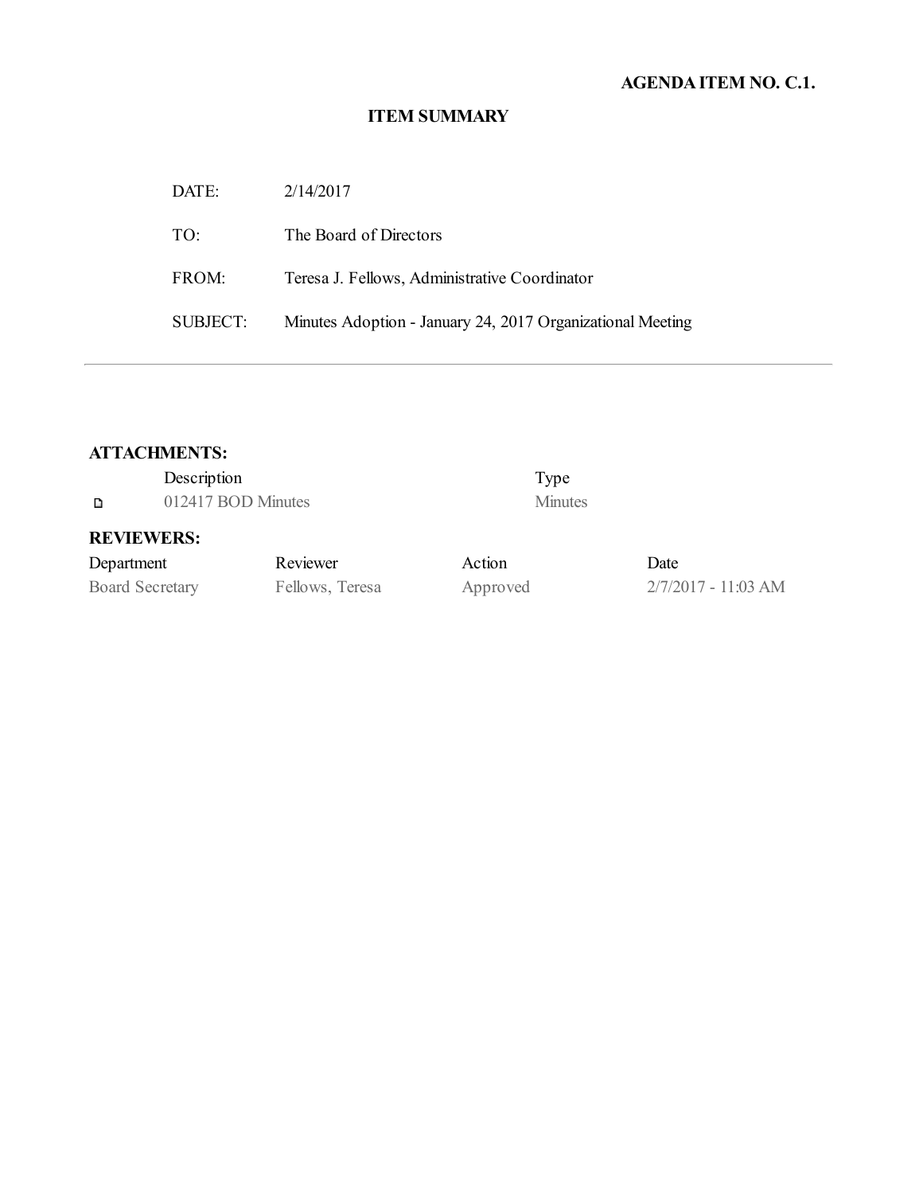**AGENDA ITEM NO. C.1.**

# ITEM SUMMARY

| | |
|---|---|
| DATE: | 2/14/2017 |
| TO: | The Board of Directors |
| FROM: | Teresa J. Fellows, Administrative Coordinator |
| SUBJECT: | Minutes Adoption - January 24, 2017 Organizational Meeting |

---

## ATTACHMENTS:

| | Description | Type |
|---|---|---|
| ▫ | 012417 BOD Minutes | Minutes |

## REVIEWERS:

| Department | Reviewer | Action | Date |
|---|---|---|---|
| Board Secretary | Fellows, Teresa | Approved | 2/7/2017 - 11:03 AM |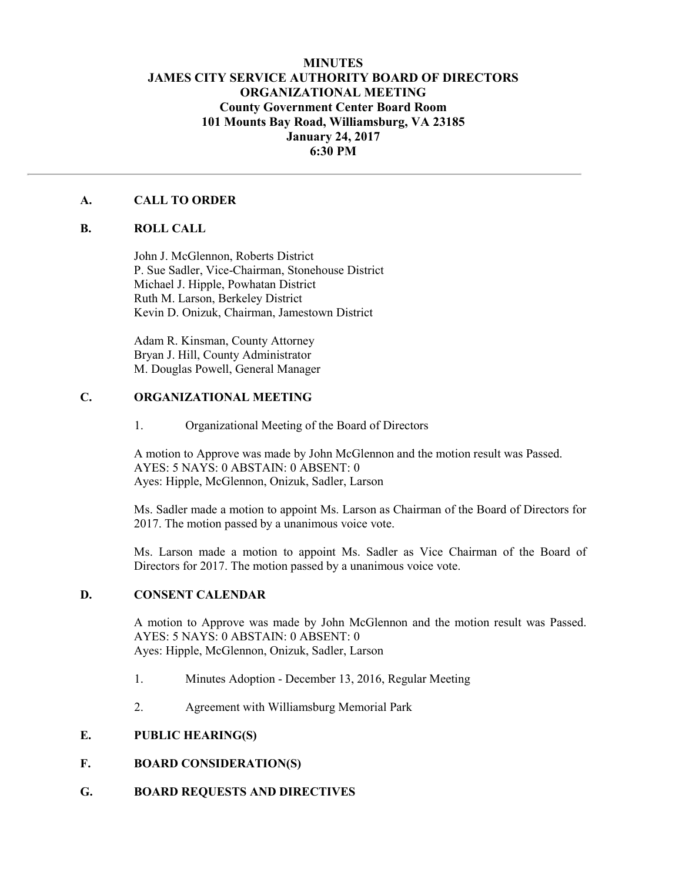# MINUTES
## JAMES CITY SERVICE AUTHORITY BOARD OF DIRECTORS
## ORGANIZATIONAL MEETING
**County Government Center Board Room**
**101 Mounts Bay Road, Williamsburg, VA 23185**
**January 24, 2017**
**6:30 PM**

---

## A. CALL TO ORDER

## B. ROLL CALL

John J. McGlennon, Roberts District
P. Sue Sadler, Vice-Chairman, Stonehouse District
Michael J. Hipple, Powhatan District
Ruth M. Larson, Berkeley District
Kevin D. Onizuk, Chairman, Jamestown District

Adam R. Kinsman, County Attorney
Bryan J. Hill, County Administrator
M. Douglas Powell, General Manager

## C. ORGANIZATIONAL MEETING

1. Organizational Meeting of the Board of Directors

A motion to Approve was made by John McGlennon and the motion result was Passed.
AYES: 5 NAYS: 0 ABSTAIN: 0 ABSENT: 0
Ayes: Hipple, McGlennon, Onizuk, Sadler, Larson

Ms. Sadler made a motion to appoint Ms. Larson as Chairman of the Board of Directors for 2017. The motion passed by a unanimous voice vote.

Ms. Larson made a motion to appoint Ms. Sadler as Vice Chairman of the Board of Directors for 2017. The motion passed by a unanimous voice vote.

## D. CONSENT CALENDAR

A motion to Approve was made by John McGlennon and the motion result was Passed.
AYES: 5 NAYS: 0 ABSTAIN: 0 ABSENT: 0
Ayes: Hipple, McGlennon, Onizuk, Sadler, Larson

1. Minutes Adoption - December 13, 2016, Regular Meeting

2. Agreement with Williamsburg Memorial Park

## E. PUBLIC HEARING(S)

## F. BOARD CONSIDERATION(S)

## G. BOARD REQUESTS AND DIRECTIVES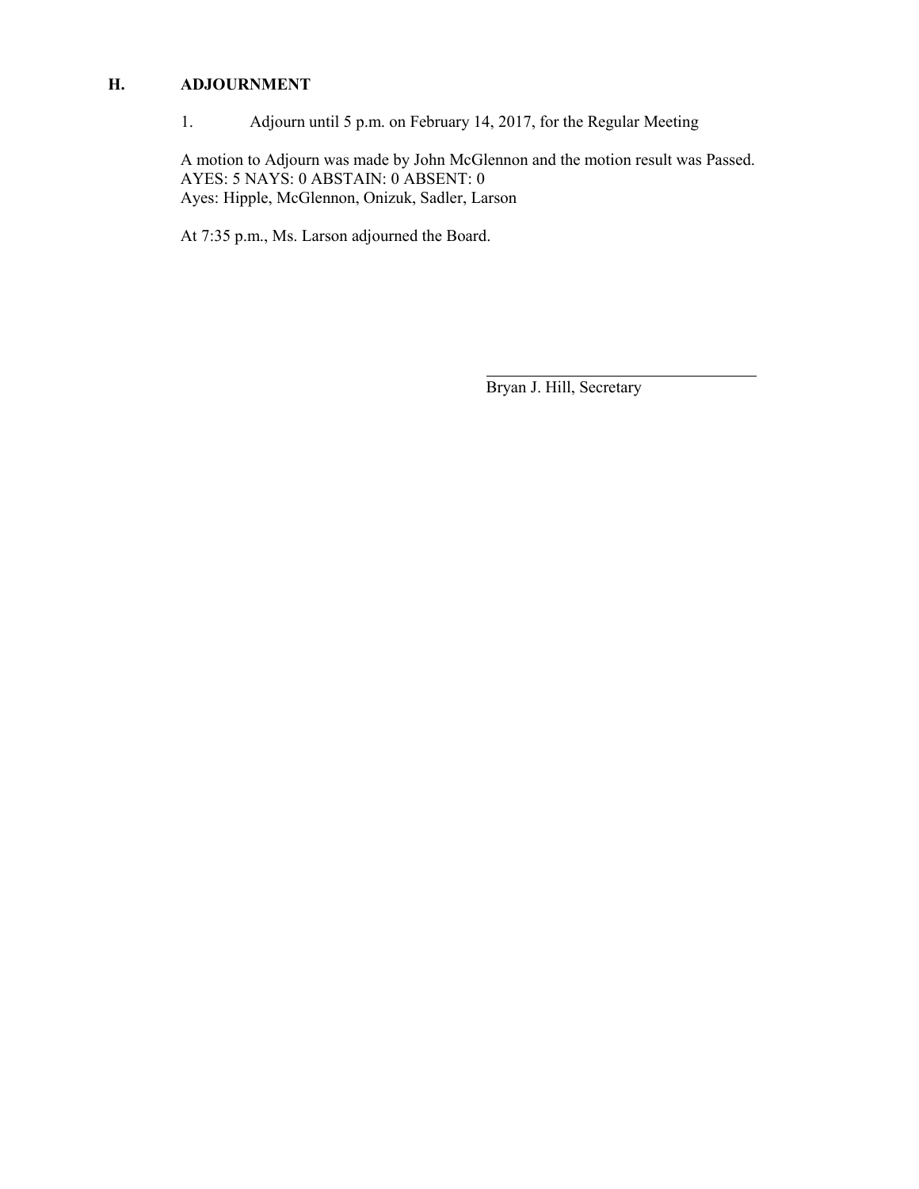## H. ADJOURNMENT

1. Adjourn until 5 p.m. on February 14, 2017, for the Regular Meeting

A motion to Adjourn was made by John McGlennon and the motion result was Passed.
AYES: 5 NAYS: 0 ABSTAIN: 0 ABSENT: 0
Ayes: Hipple, McGlennon, Onizuk, Sadler, Larson

At 7:35 p.m., Ms. Larson adjourned the Board.

Bryan J. Hill, Secretary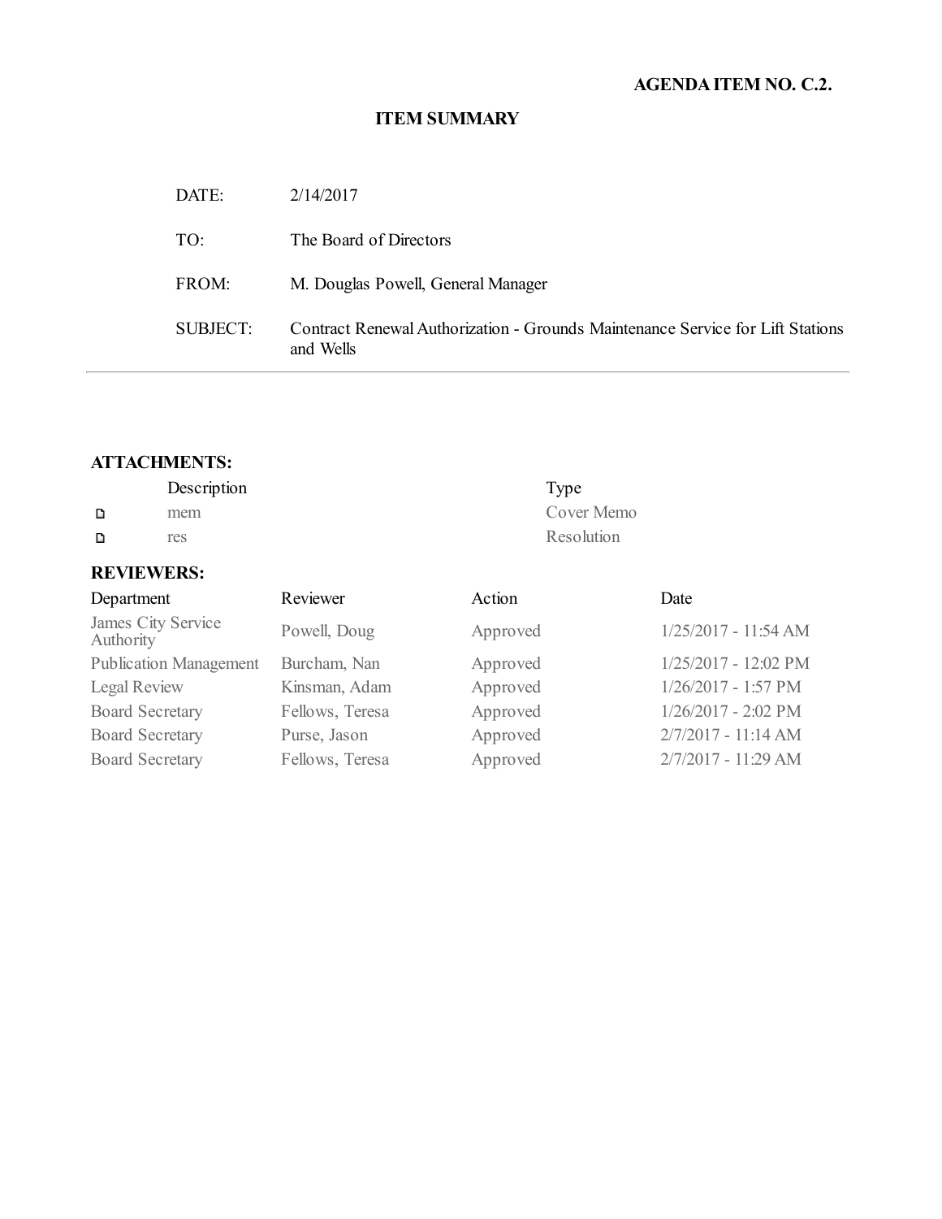**AGENDA ITEM NO. C.2.**

## ITEM SUMMARY

| | |
|---|---|
| DATE: | 2/14/2017 |
| TO: | The Board of Directors |
| FROM: | M. Douglas Powell, General Manager |
| SUBJECT: | Contract Renewal Authorization - Grounds Maintenance Service for Lift Stations and Wells |

---

### ATTACHMENTS:

| Description | Type |
|---|---|
| mem | Cover Memo |
| res | Resolution |

### REVIEWERS:

| Department | Reviewer | Action | Date |
|---|---|---|---|
| James City Service Authority | Powell, Doug | Approved | 1/25/2017 - 11:54 AM |
| Publication Management | Burcham, Nan | Approved | 1/25/2017 - 12:02 PM |
| Legal Review | Kinsman, Adam | Approved | 1/26/2017 - 1:57 PM |
| Board Secretary | Fellows, Teresa | Approved | 1/26/2017 - 2:02 PM |
| Board Secretary | Purse, Jason | Approved | 2/7/2017 - 11:14 AM |
| Board Secretary | Fellows, Teresa | Approved | 2/7/2017 - 11:29 AM |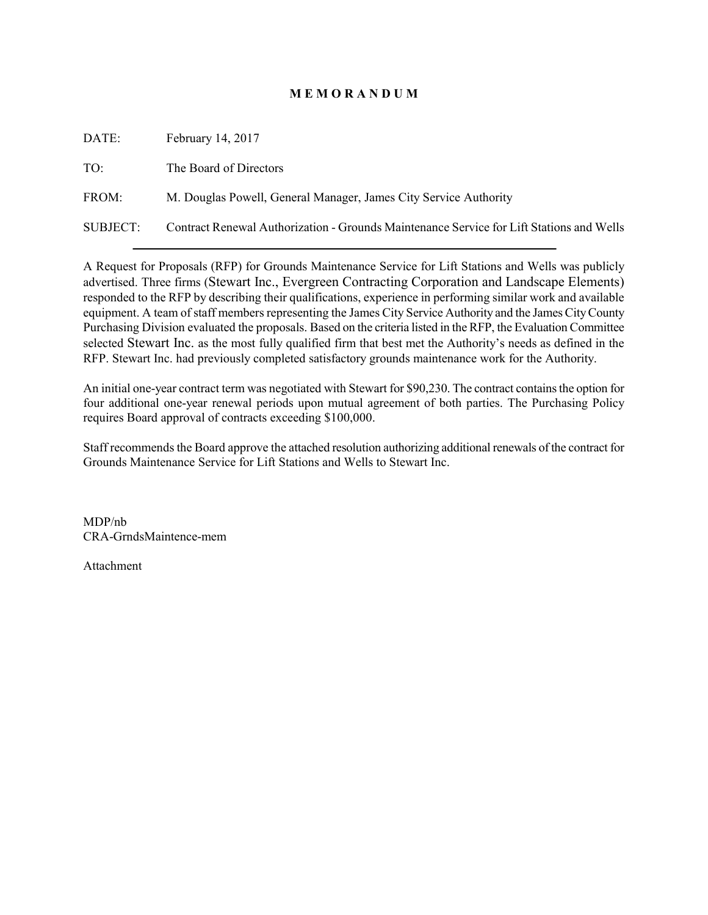# M E M O R A N D U M

DATE: February 14, 2017

TO: The Board of Directors

FROM: M. Douglas Powell, General Manager, James City Service Authority

SUBJECT: Contract Renewal Authorization - Grounds Maintenance Service for Lift Stations and Wells

---

A Request for Proposals (RFP) for Grounds Maintenance Service for Lift Stations and Wells was publicly advertised. Three firms (Stewart Inc., Evergreen Contracting Corporation and Landscape Elements) responded to the RFP by describing their qualifications, experience in performing similar work and available equipment. A team of staff members representing the James City Service Authority and the James City County Purchasing Division evaluated the proposals. Based on the criteria listed in the RFP, the Evaluation Committee selected Stewart Inc. as the most fully qualified firm that best met the Authority's needs as defined in the RFP. Stewart Inc. had previously completed satisfactory grounds maintenance work for the Authority.

An initial one-year contract term was negotiated with Stewart for $90,230. The contract contains the option for four additional one-year renewal periods upon mutual agreement of both parties. The Purchasing Policy requires Board approval of contracts exceeding $100,000.

Staff recommends the Board approve the attached resolution authorizing additional renewals of the contract for Grounds Maintenance Service for Lift Stations and Wells to Stewart Inc.

MDP/nb
CRA-GrndsMaintence-mem

Attachment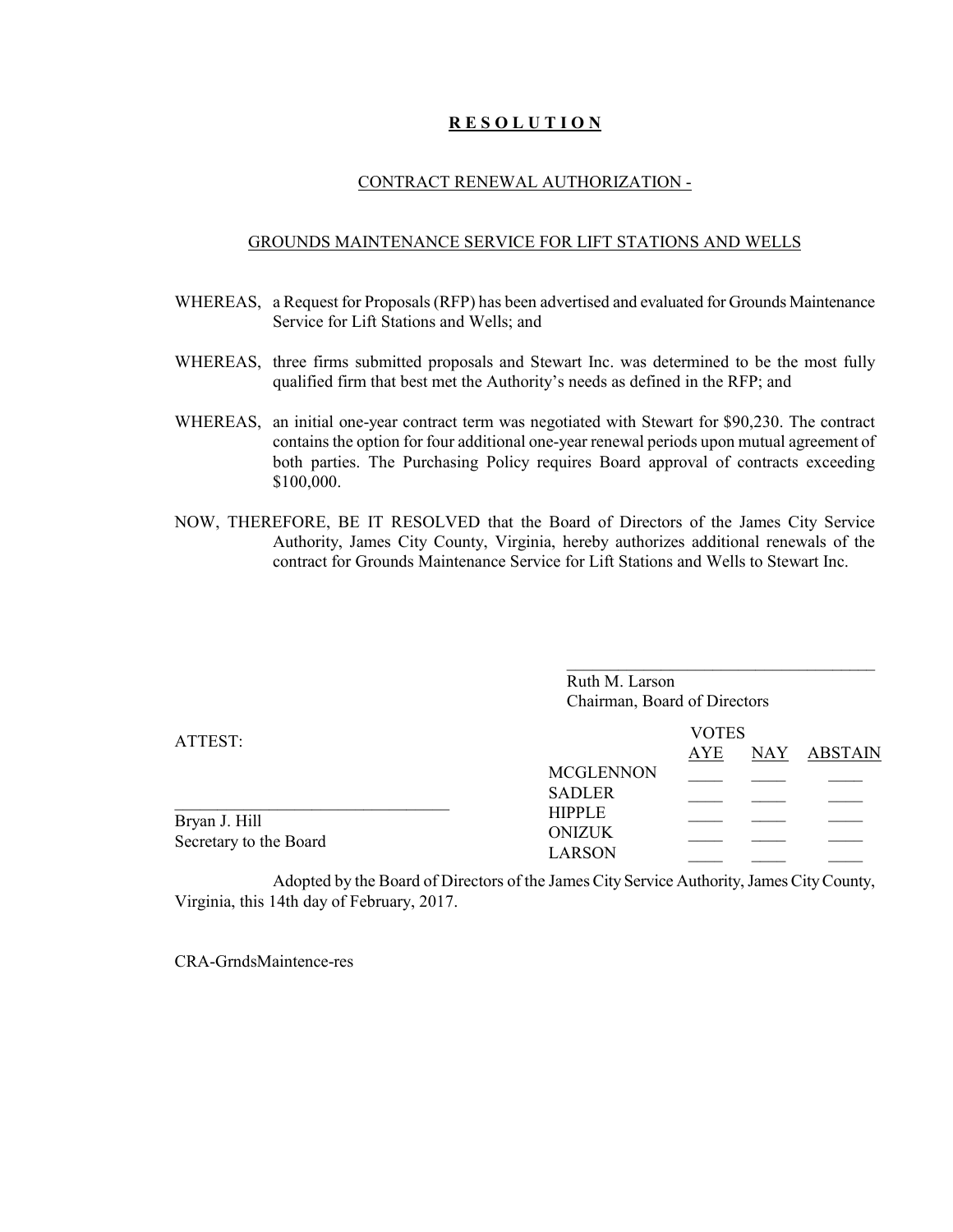# **R E S O L U T I O N**

## CONTRACT RENEWAL AUTHORIZATION -

## GROUNDS MAINTENANCE SERVICE FOR LIFT STATIONS AND WELLS

WHEREAS, a Request for Proposals (RFP) has been advertised and evaluated for Grounds Maintenance Service for Lift Stations and Wells; and

WHEREAS, three firms submitted proposals and Stewart Inc. was determined to be the most fully qualified firm that best met the Authority's needs as defined in the RFP; and

WHEREAS, an initial one-year contract term was negotiated with Stewart for $90,230. The contract contains the option for four additional one-year renewal periods upon mutual agreement of both parties. The Purchasing Policy requires Board approval of contracts exceeding $100,000.

NOW, THEREFORE, BE IT RESOLVED that the Board of Directors of the James City Service Authority, James City County, Virginia, hereby authorizes additional renewals of the contract for Grounds Maintenance Service for Lift Stations and Wells to Stewart Inc.

\_\_\_\_\_\_\_\_\_\_\_\_\_\_\_\_\_\_\_\_\_\_\_\_\_\_\_\_\_\_\_\_\_\_\_\_\_\_

Ruth M. Larson
Chairman, Board of Directors

ATTEST:

\_\_\_\_\_\_\_\_\_\_\_\_\_\_\_\_\_\_\_\_\_\_\_\_\_\_\_\_\_\_\_\_\_\_\_\_\_\_

Bryan J. Hill
Secretary to the Board

| VOTES | AYE | NAY | ABSTAIN |
|---|---|---|---|
| MCGLENNON | \_\_\_\_ | \_\_\_\_ | \_\_\_\_ |
| SADLER | \_\_\_\_ | \_\_\_\_ | \_\_\_\_ |
| HIPPLE | \_\_\_\_ | \_\_\_\_ | \_\_\_\_ |
| ONIZUK | \_\_\_\_ | \_\_\_\_ | \_\_\_\_ |
| LARSON | \_\_\_\_ | \_\_\_\_ | \_\_\_\_ |

Adopted by the Board of Directors of the James City Service Authority, James City County, Virginia, this 14th day of February, 2017.

CRA-GrndsMaintence-res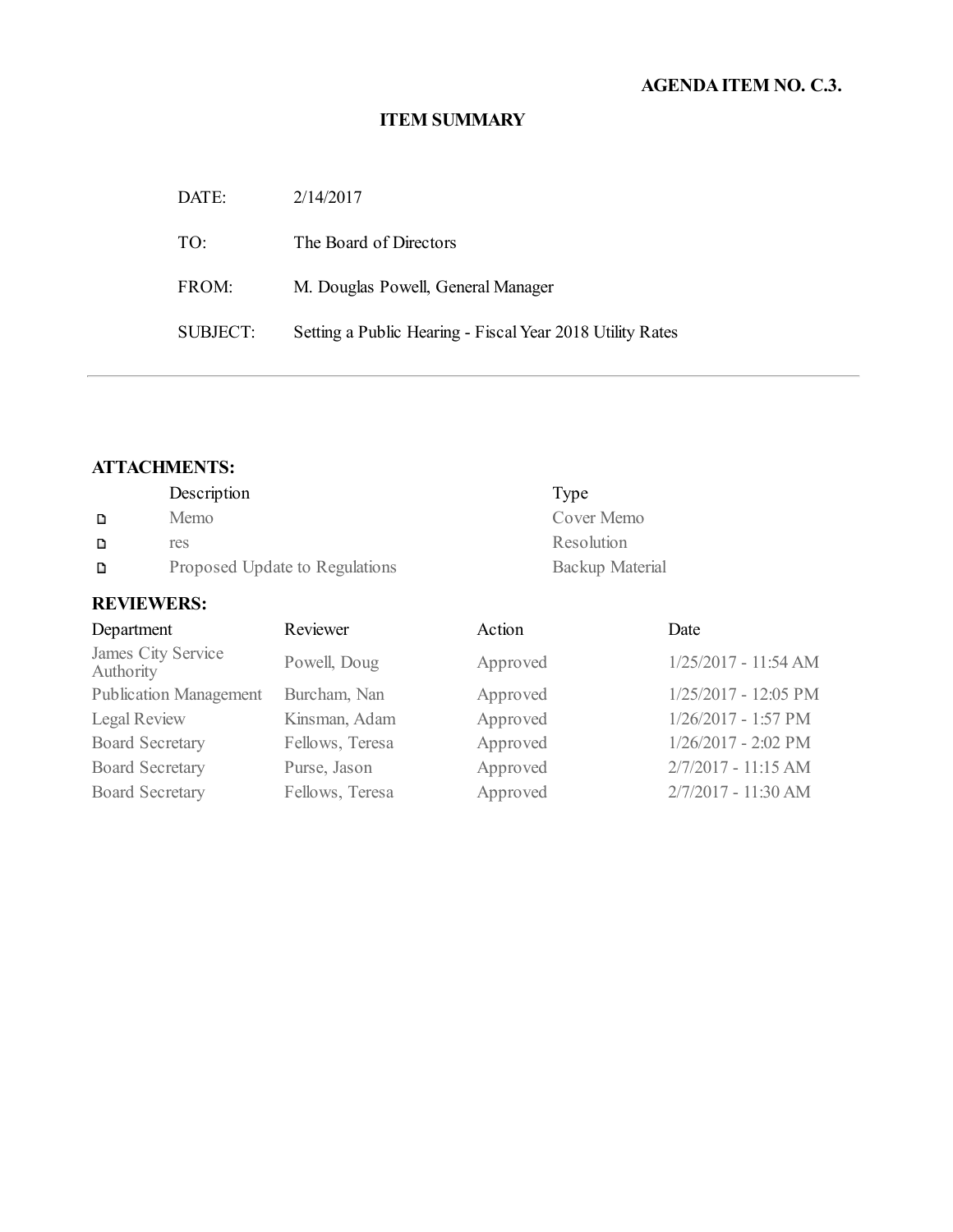**AGENDA ITEM NO. C.3.**

# ITEM SUMMARY

| | |
|---|---|
| DATE: | 2/14/2017 |
| TO: | The Board of Directors |
| FROM: | M. Douglas Powell, General Manager |
| SUBJECT: | Setting a Public Hearing - Fiscal Year 2018 Utility Rates |

---

## ATTACHMENTS:

| | Description | Type |
|---|---|---|
| ▫ | Memo | Cover Memo |
| ▫ | res | Resolution |
| ▫ | Proposed Update to Regulations | Backup Material |

## REVIEWERS:

| Department | Reviewer | Action | Date |
|---|---|---|---|
| James City Service Authority | Powell, Doug | Approved | 1/25/2017 - 11:54 AM |
| Publication Management | Burcham, Nan | Approved | 1/25/2017 - 12:05 PM |
| Legal Review | Kinsman, Adam | Approved | 1/26/2017 - 1:57 PM |
| Board Secretary | Fellows, Teresa | Approved | 1/26/2017 - 2:02 PM |
| Board Secretary | Purse, Jason | Approved | 2/7/2017 - 11:15 AM |
| Board Secretary | Fellows, Teresa | Approved | 2/7/2017 - 11:30 AM |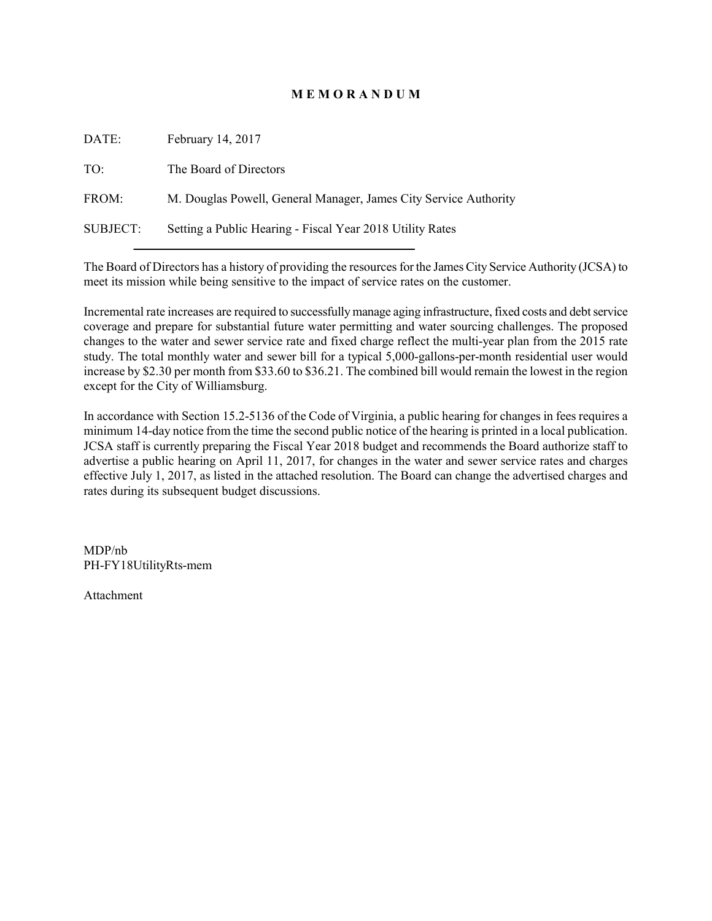# M E M O R A N D U M

DATE: February 14, 2017

TO: The Board of Directors

FROM: M. Douglas Powell, General Manager, James City Service Authority

SUBJECT: Setting a Public Hearing - Fiscal Year 2018 Utility Rates

---

The Board of Directors has a history of providing the resources for the James City Service Authority (JCSA) to meet its mission while being sensitive to the impact of service rates on the customer.

Incremental rate increases are required to successfully manage aging infrastructure, fixed costs and debt service coverage and prepare for substantial future water permitting and water sourcing challenges. The proposed changes to the water and sewer service rate and fixed charge reflect the multi-year plan from the 2015 rate study. The total monthly water and sewer bill for a typical 5,000-gallons-per-month residential user would increase by $2.30 per month from $33.60 to $36.21. The combined bill would remain the lowest in the region except for the City of Williamsburg.

In accordance with Section 15.2-5136 of the Code of Virginia, a public hearing for changes in fees requires a minimum 14-day notice from the time the second public notice of the hearing is printed in a local publication. JCSA staff is currently preparing the Fiscal Year 2018 budget and recommends the Board authorize staff to advertise a public hearing on April 11, 2017, for changes in the water and sewer service rates and charges effective July 1, 2017, as listed in the attached resolution. The Board can change the advertised charges and rates during its subsequent budget discussions.

MDP/nb
PH-FY18UtilityRts-mem

Attachment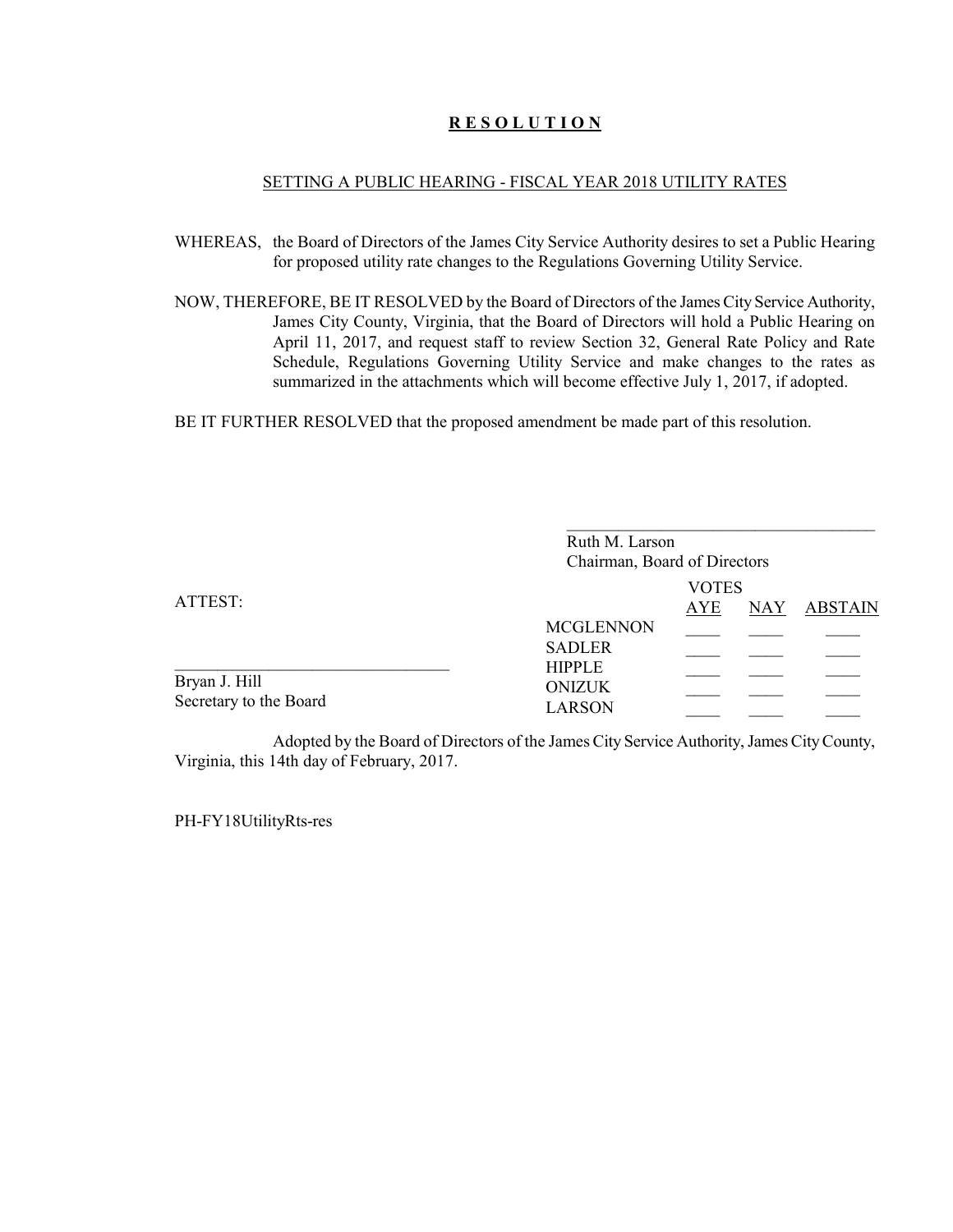# **R E S O L U T I O N**

SETTING A PUBLIC HEARING - FISCAL YEAR 2018 UTILITY RATES

WHEREAS, the Board of Directors of the James City Service Authority desires to set a Public Hearing for proposed utility rate changes to the Regulations Governing Utility Service.

NOW, THEREFORE, BE IT RESOLVED by the Board of Directors of the James City Service Authority, James City County, Virginia, that the Board of Directors will hold a Public Hearing on April 11, 2017, and request staff to review Section 32, General Rate Policy and Rate Schedule, Regulations Governing Utility Service and make changes to the rates as summarized in the attachments which will become effective July 1, 2017, if adopted.

BE IT FURTHER RESOLVED that the proposed amendment be made part of this resolution.

\_\_\_\_\_\_\_\_\_\_\_\_\_\_\_\_\_\_\_\_\_\_\_\_\_\_\_\_\_\_\_\_\_\_\_\_\_\_
Ruth M. Larson
Chairman, Board of Directors

ATTEST:

\_\_\_\_\_\_\_\_\_\_\_\_\_\_\_\_\_\_\_\_\_\_\_\_\_\_\_\_\_\_\_\_
Bryan J. Hill
Secretary to the Board

| | VOTES | | |
|---|---|---|---|
| | AYE | NAY | ABSTAIN |
| MCGLENNON | \_\_\_\_ | \_\_\_\_ | \_\_\_\_ |
| SADLER | \_\_\_\_ | \_\_\_\_ | \_\_\_\_ |
| HIPPLE | \_\_\_\_ | \_\_\_\_ | \_\_\_\_ |
| ONIZUK | \_\_\_\_ | \_\_\_\_ | \_\_\_\_ |
| LARSON | \_\_\_\_ | \_\_\_\_ | \_\_\_\_ |

Adopted by the Board of Directors of the James City Service Authority, James City County, Virginia, this 14th day of February, 2017.

PH-FY18UtilityRts-res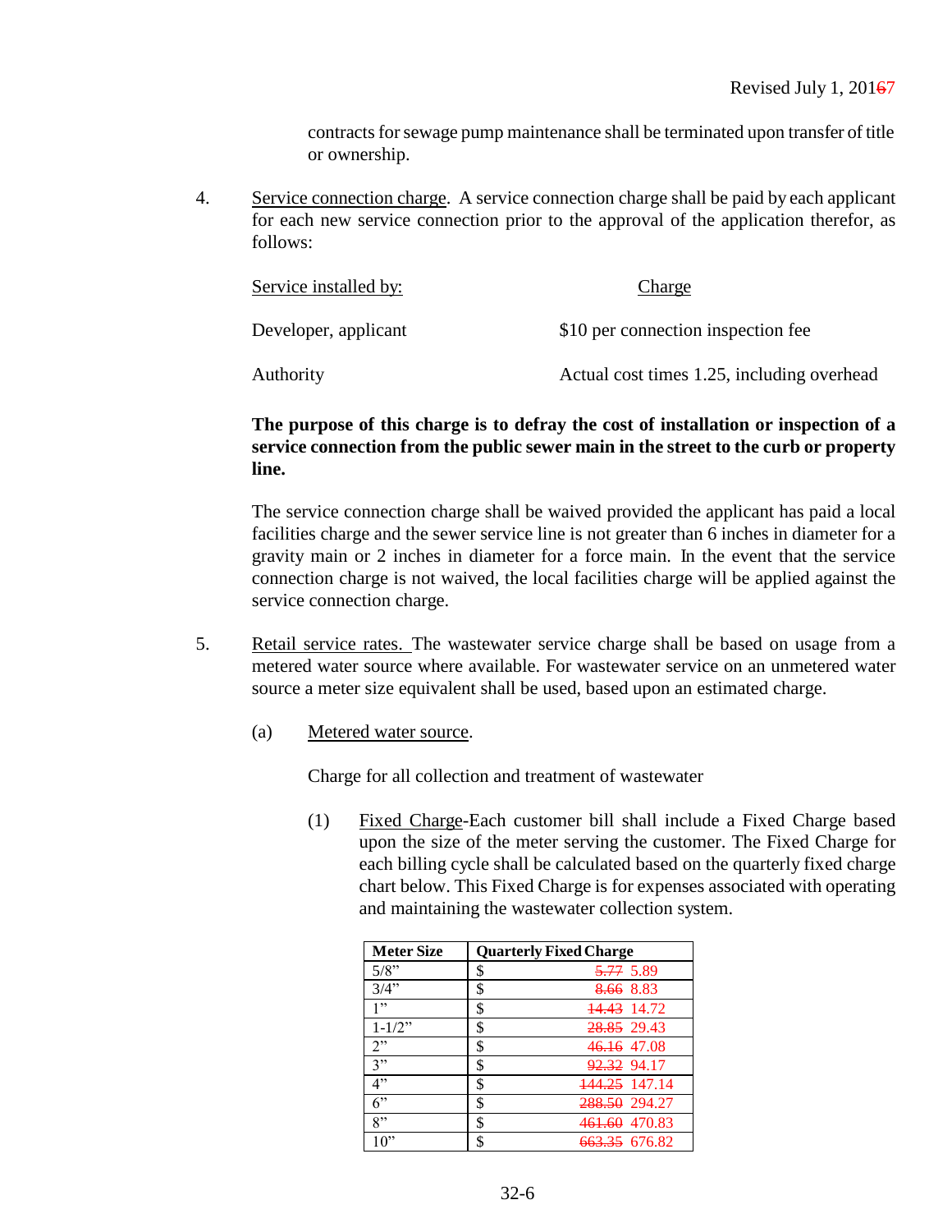Revised July 1, 2016~~6~~7

contracts for sewage pump maintenance shall be terminated upon transfer of title or ownership.

4. Service connection charge. A service connection charge shall be paid by each applicant for each new service connection prior to the approval of the application therefor, as follows:

| Service installed by: | Charge |
|---|---|
| Developer, applicant | $10 per connection inspection fee |
| Authority | Actual cost times 1.25, including overhead |

**The purpose of this charge is to defray the cost of installation or inspection of a service connection from the public sewer main in the street to the curb or property line.**

The service connection charge shall be waived provided the applicant has paid a local facilities charge and the sewer service line is not greater than 6 inches in diameter for a gravity main or 2 inches in diameter for a force main. In the event that the service connection charge is not waived, the local facilities charge will be applied against the service connection charge.

5. Retail service rates. The wastewater service charge shall be based on usage from a metered water source where available. For wastewater service on an unmetered water source a meter size equivalent shall be used, based upon an estimated charge.

(a) Metered water source.

Charge for all collection and treatment of wastewater

(1) Fixed Charge-Each customer bill shall include a Fixed Charge based upon the size of the meter serving the customer. The Fixed Charge for each billing cycle shall be calculated based on the quarterly fixed charge chart below. This Fixed Charge is for expenses associated with operating and maintaining the wastewater collection system.

| Meter Size | Quarterly Fixed Charge |
|---|---|
| 5/8" | $ ~~5.77~~ 5.89 |
| 3/4" | $ ~~8.66~~ 8.83 |
| 1" | $ ~~14.43~~ 14.72 |
| 1-1/2" | $ ~~28.85~~ 29.43 |
| 2" | $ ~~46.16~~ 47.08 |
| 3" | $ ~~92.32~~ 94.17 |
| 4" | $ ~~144.25~~ 147.14 |
| 6" | $ ~~288.50~~ 294.27 |
| 8" | $ ~~461.60~~ 470.83 |
| 10" | $ ~~663.35~~ 676.82 |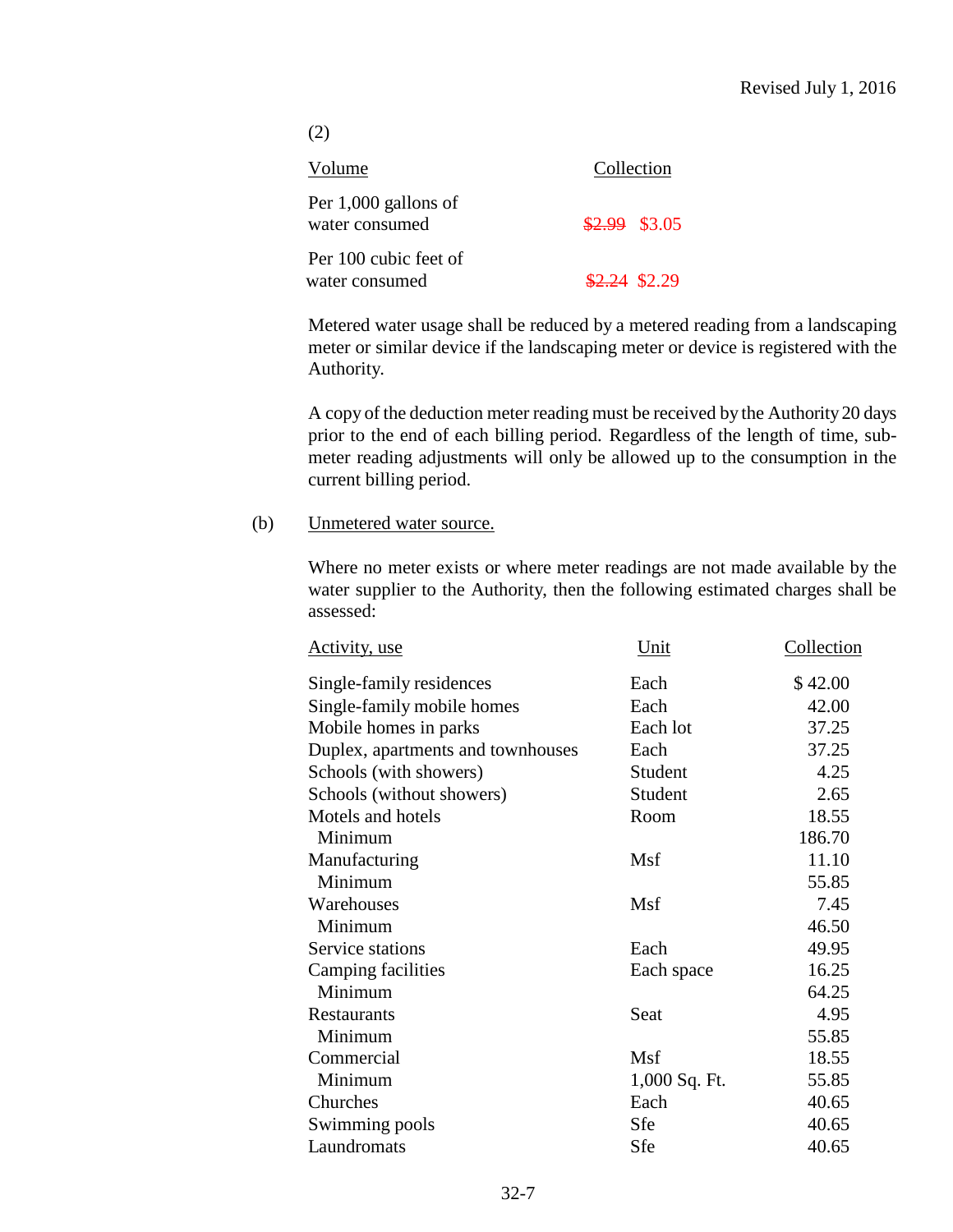Revised July 1, 2016

(2)

| Volume | Collection |
|---|---|
| Per 1,000 gallons of water consumed | ~~$2.99~~ $3.05 |
| Per 100 cubic feet of water consumed | ~~$2.24~~ $2.29 |

Metered water usage shall be reduced by a metered reading from a landscaping meter or similar device if the landscaping meter or device is registered with the Authority.

A copy of the deduction meter reading must be received by the Authority 20 days prior to the end of each billing period. Regardless of the length of time, sub-meter reading adjustments will only be allowed up to the consumption in the current billing period.

(b) Unmetered water source.

Where no meter exists or where meter readings are not made available by the water supplier to the Authority, then the following estimated charges shall be assessed:

| Activity, use | Unit | Collection |
|---|---|---|
| Single-family residences | Each | $ 42.00 |
| Single-family mobile homes | Each | 42.00 |
| Mobile homes in parks | Each lot | 37.25 |
| Duplex, apartments and townhouses | Each | 37.25 |
| Schools (with showers) | Student | 4.25 |
| Schools (without showers) | Student | 2.65 |
| Motels and hotels | Room | 18.55 |
| Minimum | | 186.70 |
| Manufacturing | Msf | 11.10 |
| Minimum | | 55.85 |
| Warehouses | Msf | 7.45 |
| Minimum | | 46.50 |
| Service stations | Each | 49.95 |
| Camping facilities | Each space | 16.25 |
| Minimum | | 64.25 |
| Restaurants | Seat | 4.95 |
| Minimum | | 55.85 |
| Commercial | Msf | 18.55 |
| Minimum | 1,000 Sq. Ft. | 55.85 |
| Churches | Each | 40.65 |
| Swimming pools | Sfe | 40.65 |
| Laundromats | Sfe | 40.65 |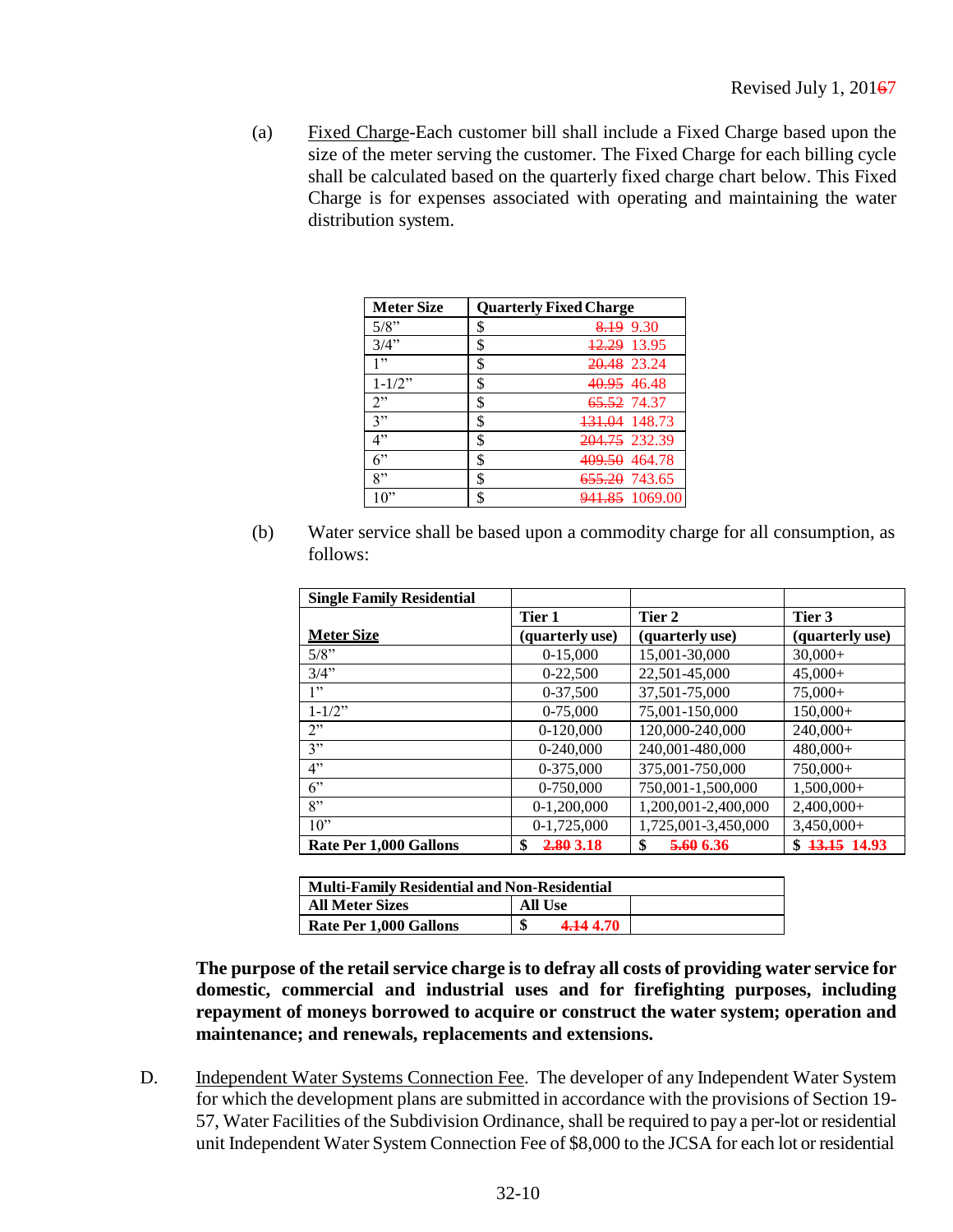Revised July 1, 2016~~6~~7

(a) Fixed Charge-Each customer bill shall include a Fixed Charge based upon the size of the meter serving the customer. The Fixed Charge for each billing cycle shall be calculated based on the quarterly fixed charge chart below. This Fixed Charge is for expenses associated with operating and maintaining the water distribution system.

| Meter Size | Quarterly Fixed Charge | |
|---|---|---|
| 5/8" | $ | ~~8.19~~ 9.30 |
| 3/4" | $ | ~~12.29~~ 13.95 |
| 1" | $ | ~~20.48~~ 23.24 |
| 1-1/2" | $ | ~~40.95~~ 46.48 |
| 2" | $ | ~~65.52~~ 74.37 |
| 3" | $ | ~~131.04~~ 148.73 |
| 4" | $ | ~~204.75~~ 232.39 |
| 6" | $ | ~~409.50~~ 464.78 |
| 8" | $ | ~~655.20~~ 743.65 |
| 10" | $ | ~~941.85~~ 1069.00 |

(b) Water service shall be based upon a commodity charge for all consumption, as follows:

| Single Family Residential | | | |
|---|---|---|---|
| | **Tier 1** | **Tier 2** | **Tier 3** |
| **Meter Size** | **(quarterly use)** | **(quarterly use)** | **(quarterly use)** |
| 5/8" | 0-15,000 | 15,001-30,000 | 30,000+ |
| 3/4" | 0-22,500 | 22,501-45,000 | 45,000+ |
| 1" | 0-37,500 | 37,501-75,000 | 75,000+ |
| 1-1/2" | 0-75,000 | 75,001-150,000 | 150,000+ |
| 2" | 0-120,000 | 120,000-240,000 | 240,000+ |
| 3" | 0-240,000 | 240,001-480,000 | 480,000+ |
| 4" | 0-375,000 | 375,001-750,000 | 750,000+ |
| 6" | 0-750,000 | 750,001-1,500,000 | 1,500,000+ |
| 8" | 0-1,200,000 | 1,200,001-2,400,000 | 2,400,000+ |
| 10" | 0-1,725,000 | 1,725,001-3,450,000 | 3,450,000+ |
| **Rate Per 1,000 Gallons** | **$ ~~2.80~~ 3.18** | **$ ~~5.60~~ 6.36** | **$ ~~13.15~~ 14.93** |

| Multi-Family Residential and Non-Residential | | |
|---|---|---|
| **All Meter Sizes** | **All Use** | |
| **Rate Per 1,000 Gallons** | **$ ~~4.14~~ 4.70** | |

**The purpose of the retail service charge is to defray all costs of providing water service for domestic, commercial and industrial uses and for firefighting purposes, including repayment of moneys borrowed to acquire or construct the water system; operation and maintenance; and renewals, replacements and extensions.**

D. Independent Water Systems Connection Fee. The developer of any Independent Water System for which the development plans are submitted in accordance with the provisions of Section 19-57, Water Facilities of the Subdivision Ordinance, shall be required to pay a per-lot or residential unit Independent Water System Connection Fee of $8,000 to the JCSA for each lot or residential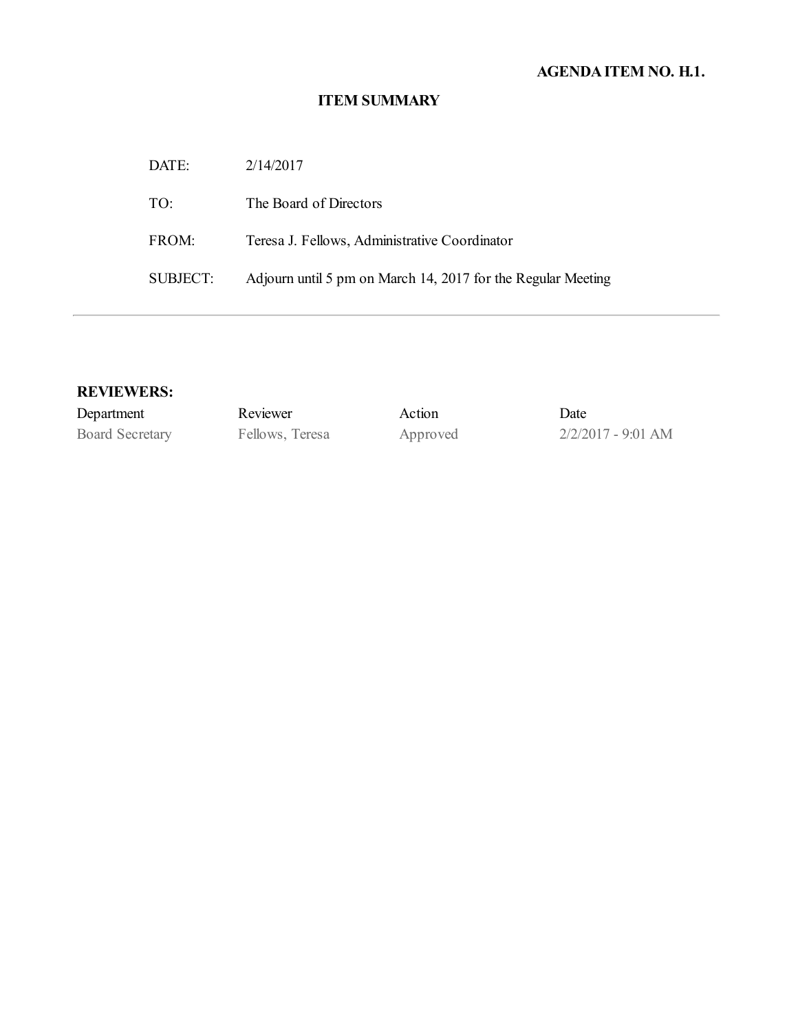**AGENDA ITEM NO. H.1.**

**ITEM SUMMARY**

| | |
|---|---|
| DATE: | 2/14/2017 |
| TO: | The Board of Directors |
| FROM: | Teresa J. Fellows, Administrative Coordinator |
| SUBJECT: | Adjourn until 5 pm on March 14, 2017 for the Regular Meeting |

---

**REVIEWERS:**

| Department | Reviewer | Action | Date |
|---|---|---|---|
| Board Secretary | Fellows, Teresa | Approved | 2/2/2017 - 9:01 AM |